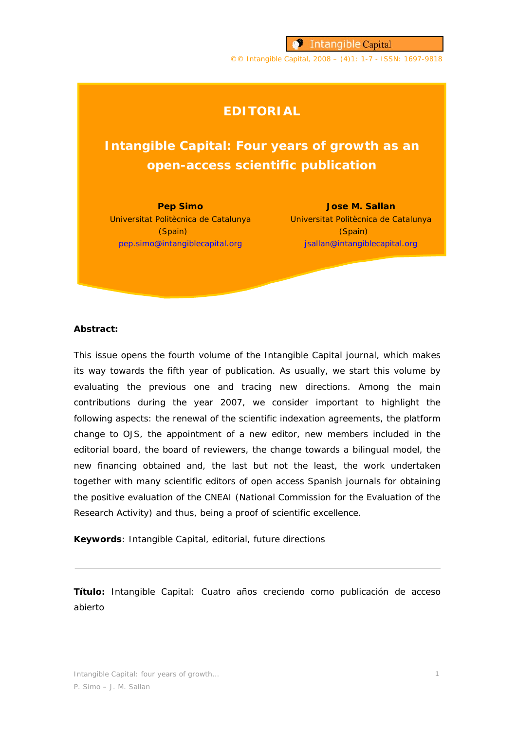# EDITORIAL

# Intangible Capital: Four years of growth as an open-access scientific publication

**Pep Simo**
Universitat Politècnica de Catalunya (Spain)
pep.simo@intangiblecapital.org

**Jose M. Sallan**
Universitat Politècnica de Catalunya (Spain)
jsallan@intangiblecapital.org

**Abstract:**

This issue opens the fourth volume of the Intangible Capital journal, which makes its way towards the fifth year of publication. As usually, we start this volume by evaluating the previous one and tracing new directions. Among the main contributions during the year 2007, we consider important to highlight the following aspects: the renewal of the scientific indexation agreements, the platform change to OJS, the appointment of a new editor, new members included in the editorial board, the board of reviewers, the change towards a bilingual model, the new financing obtained and, the last but not the least, the work undertaken together with many scientific editors of open access Spanish journals for obtaining the positive evaluation of the CNEAI (National Commission for the Evaluation of the Research Activity) and thus, being a proof of scientific excellence.

**Keywords**: Intangible Capital, editorial, future directions

---

**Título:** Intangible Capital: Cuatro años creciendo como publicación de acceso abierto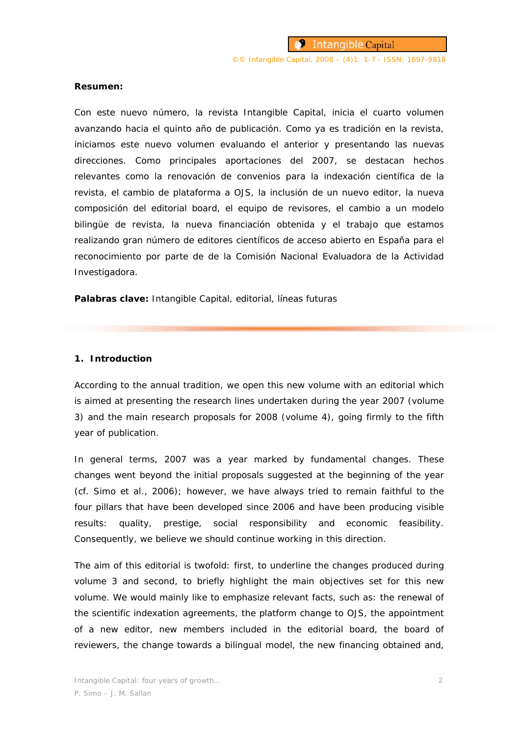**Resumen:**

Con este nuevo número, la revista Intangible Capital, inicia el cuarto volumen avanzando hacia el quinto año de publicación. Como ya es tradición en la revista, iniciamos este nuevo volumen evaluando el anterior y presentando las nuevas direcciones. Como principales aportaciones del 2007, se destacan hechos relevantes como la renovación de convenios para la indexación científica de la revista, el cambio de plataforma a OJS, la inclusión de un nuevo editor, la nueva composición del editorial board, el equipo de revisores, el cambio a un modelo bilingüe de revista, la nueva financiación obtenida y el trabajo que estamos realizando gran número de editores científicos de acceso abierto en España para el reconocimiento por parte de de la Comisión Nacional Evaluadora de la Actividad Investigadora.

**Palabras clave:** Intangible Capital, editorial, líneas futuras

## 1. Introduction

According to the annual tradition, we open this new volume with an editorial which is aimed at presenting the research lines undertaken during the year 2007 (volume 3) and the main research proposals for 2008 (volume 4), going firmly to the fifth year of publication.

In general terms, 2007 was a year marked by fundamental changes. These changes went beyond the initial proposals suggested at the beginning of the year (cf. Simo et al., 2006); however, we have always tried to remain faithful to the four pillars that have been developed since 2006 and have been producing visible results: quality, prestige, social responsibility and economic feasibility. Consequently, we believe we should continue working in this direction.

The aim of this editorial is twofold: first, to underline the changes produced during volume 3 and second, to briefly highlight the main objectives set for this new volume. We would mainly like to emphasize relevant facts, such as: the renewal of the scientific indexation agreements, the platform change to OJS, the appointment of a new editor, new members included in the editorial board, the board of reviewers, the change towards a bilingual model, the new financing obtained and,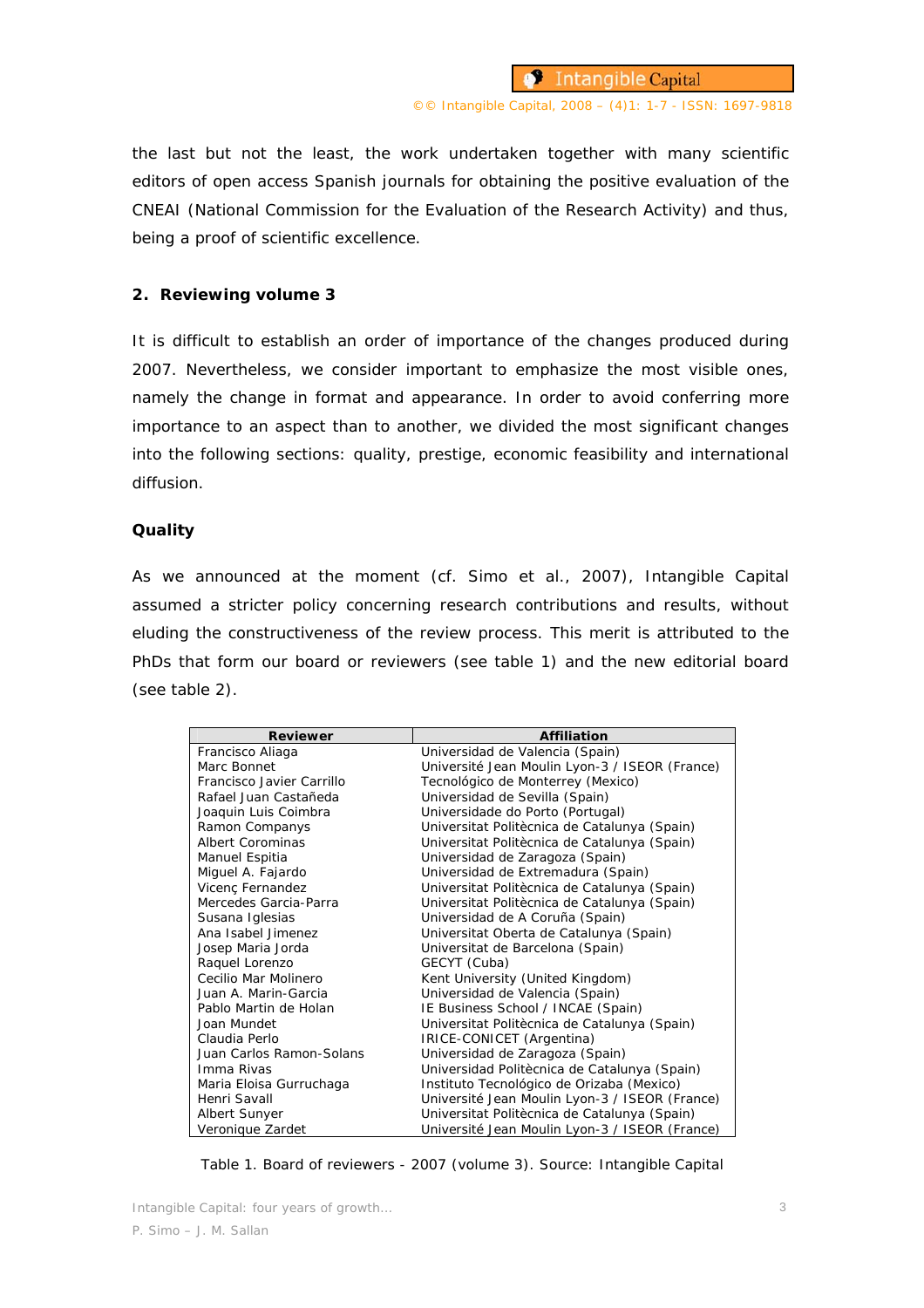the last but not the least, the work undertaken together with many scientific editors of open access Spanish journals for obtaining the positive evaluation of the CNEAI (National Commission for the Evaluation of the Research Activity) and thus, being a proof of scientific excellence.

## 2. Reviewing volume 3

It is difficult to establish an order of importance of the changes produced during 2007. Nevertheless, we consider important to emphasize the most visible ones, namely the change in format and appearance. In order to avoid conferring more importance to an aspect than to another, we divided the most significant changes into the following sections: quality, prestige, economic feasibility and international diffusion.

### Quality

As we announced at the moment (cf. Simo et al., 2007), Intangible Capital assumed a stricter policy concerning research contributions and results, without eluding the constructiveness of the review process. This merit is attributed to the PhDs that form our board or reviewers (see table 1) and the new editorial board (see table 2).

| Reviewer | Affiliation |
|---|---|
| Francisco Aliaga | Universidad de Valencia (Spain) |
| Marc Bonnet | Université Jean Moulin Lyon-3 / ISEOR (France) |
| Francisco Javier Carrillo | Tecnológico de Monterrey (Mexico) |
| Rafael Juan Castañeda | Universidad de Sevilla (Spain) |
| Joaquin Luis Coimbra | Universidade do Porto (Portugal) |
| Ramon Companys | Universitat Politècnica de Catalunya (Spain) |
| Albert Corominas | Universitat Politècnica de Catalunya (Spain) |
| Manuel Espitia | Universidad de Zaragoza (Spain) |
| Miguel A. Fajardo | Universidad de Extremadura (Spain) |
| Vicenç Fernandez | Universitat Politècnica de Catalunya (Spain) |
| Mercedes Garcia-Parra | Universitat Politècnica de Catalunya (Spain) |
| Susana Iglesias | Universidad de A Coruña (Spain) |
| Ana Isabel Jimenez | Universitat Oberta de Catalunya (Spain) |
| Josep Maria Jorda | Universitat de Barcelona (Spain) |
| Raquel Lorenzo | GECYT (Cuba) |
| Cecilio Mar Molinero | Kent University (United Kingdom) |
| Juan A. Marin-Garcia | Universidad de Valencia (Spain) |
| Pablo Martin de Holan | IE Business School / INCAE (Spain) |
| Joan Mundet | Universitat Politècnica de Catalunya (Spain) |
| Claudia Perlo | IRICE-CONICET (Argentina) |
| Juan Carlos Ramon-Solans | Universidad de Zaragoza (Spain) |
| Imma Rivas | Universidad Politècnica de Catalunya (Spain) |
| Maria Eloisa Gurruchaga | Instituto Tecnológico de Orizaba (Mexico) |
| Henri Savall | Université Jean Moulin Lyon-3 / ISEOR (France) |
| Albert Sunyer | Universitat Politècnica de Catalunya (Spain) |
| Veronique Zardet | Université Jean Moulin Lyon-3 / ISEOR (France) |

Table 1. Board of reviewers - 2007 (volume 3). Source: Intangible Capital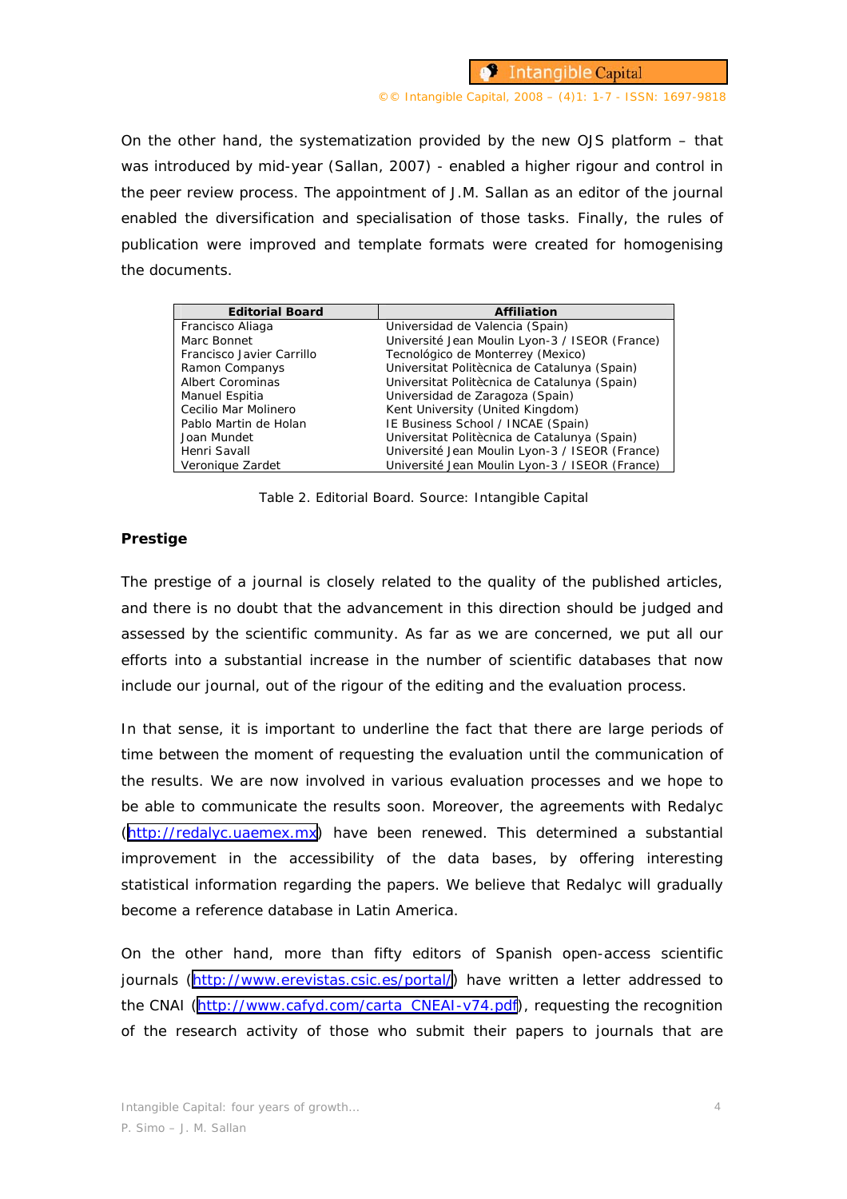On the other hand, the systematization provided by the new OJS platform – that was introduced by mid-year (Sallan, 2007) - enabled a higher rigour and control in the peer review process. The appointment of J.M. Sallan as an editor of the journal enabled the diversification and specialisation of those tasks. Finally, the rules of publication were improved and template formats were created for homogenising the documents.

| Editorial Board | Affiliation |
|---|---|
| Francisco Aliaga | Universidad de Valencia (Spain) |
| Marc Bonnet | Université Jean Moulin Lyon-3 / ISEOR (France) |
| Francisco Javier Carrillo | Tecnológico de Monterrey (Mexico) |
| Ramon Companys | Universitat Politècnica de Catalunya (Spain) |
| Albert Corominas | Universitat Politècnica de Catalunya (Spain) |
| Manuel Espitia | Universidad de Zaragoza (Spain) |
| Cecilio Mar Molinero | Kent University (United Kingdom) |
| Pablo Martin de Holan | IE Business School / INCAE (Spain) |
| Joan Mundet | Universitat Politècnica de Catalunya (Spain) |
| Henri Savall | Université Jean Moulin Lyon-3 / ISEOR (France) |
| Veronique Zardet | Université Jean Moulin Lyon-3 / ISEOR (France) |

Table 2. Editorial Board. Source: Intangible Capital

**Prestige**

The prestige of a journal is closely related to the quality of the published articles, and there is no doubt that the advancement in this direction should be judged and assessed by the scientific community. As far as we are concerned, we put all our efforts into a substantial increase in the number of scientific databases that now include our journal, out of the rigour of the editing and the evaluation process.

In that sense, it is important to underline the fact that there are large periods of time between the moment of requesting the evaluation until the communication of the results. We are now involved in various evaluation processes and we hope to be able to communicate the results soon. Moreover, the agreements with Redalyc (http://redalyc.uaemex.mx) have been renewed. This determined a substantial improvement in the accessibility of the data bases, by offering interesting statistical information regarding the papers. We believe that Redalyc will gradually become a reference database in Latin America.

On the other hand, more than fifty editors of Spanish open-access scientific journals (http://www.erevistas.csic.es/portal/) have written a letter addressed to the CNAI (http://www.cafyd.com/carta_CNEAI-v74.pdf), requesting the recognition of the research activity of those who submit their papers to journals that are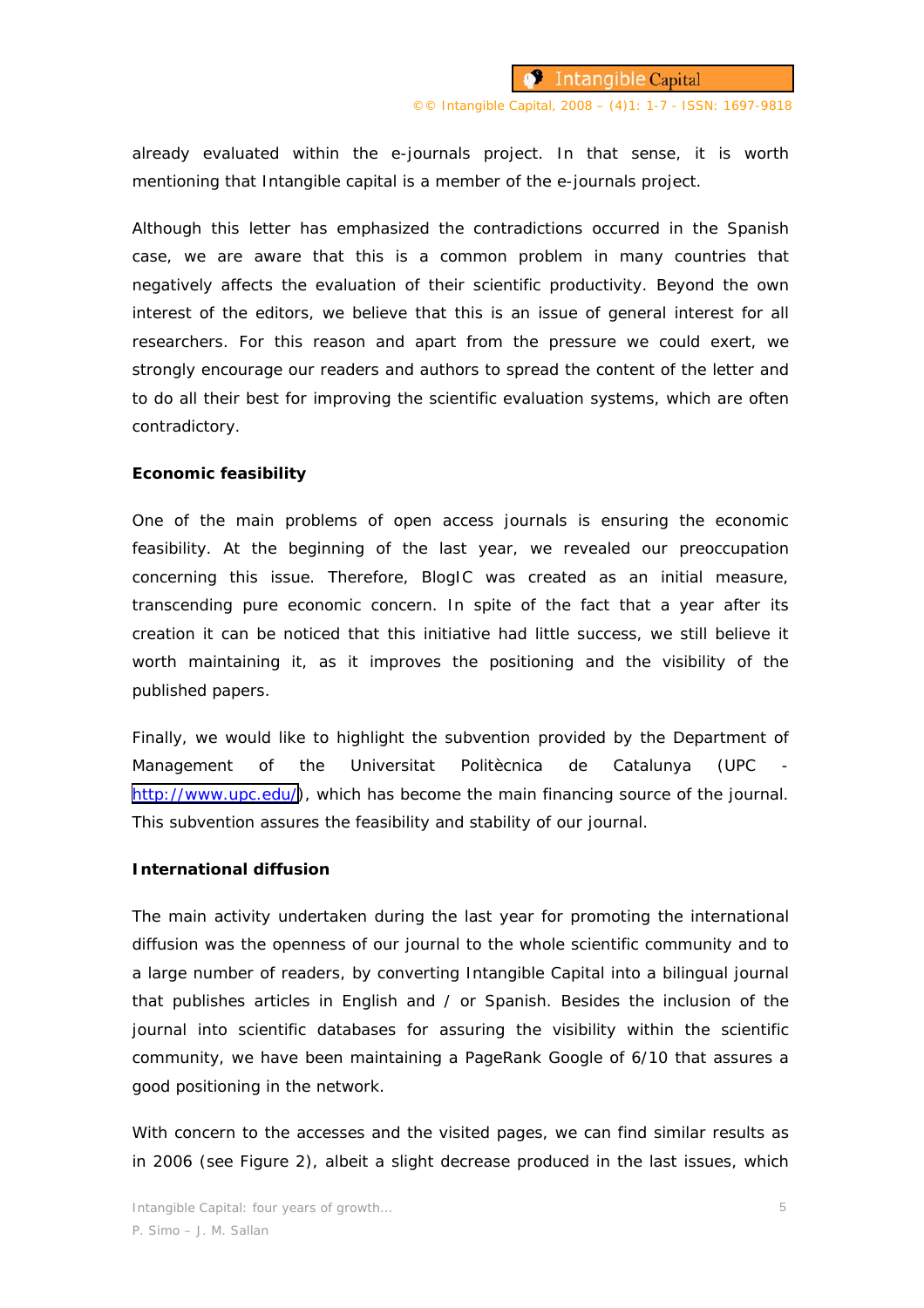already evaluated within the e-journals project. In that sense, it is worth mentioning that Intangible capital is a member of the e-journals project.

Although this letter has emphasized the contradictions occurred in the Spanish case, we are aware that this is a common problem in many countries that negatively affects the evaluation of their scientific productivity. Beyond the own interest of the editors, we believe that this is an issue of general interest for all researchers. For this reason and apart from the pressure we could exert, we strongly encourage our readers and authors to spread the content of the letter and to do all their best for improving the scientific evaluation systems, which are often contradictory.

**Economic feasibility**

One of the main problems of open access journals is ensuring the economic feasibility. At the beginning of the last year, we revealed our preoccupation concerning this issue. Therefore, BlogIC was created as an initial measure, transcending pure economic concern. In spite of the fact that a year after its creation it can be noticed that this initiative had little success, we still believe it worth maintaining it, as it improves the positioning and the visibility of the published papers.

Finally, we would like to highlight the subvention provided by the Department of Management of the Universitat Politècnica de Catalunya (UPC - http://www.upc.edu/), which has become the main financing source of the journal. This subvention assures the feasibility and stability of our journal.

**International diffusion**

The main activity undertaken during the last year for promoting the international diffusion was the openness of our journal to the whole scientific community and to a large number of readers, by converting Intangible Capital into a bilingual journal that publishes articles in English and / or Spanish. Besides the inclusion of the journal into scientific databases for assuring the visibility within the scientific community, we have been maintaining a PageRank Google of 6/10 that assures a good positioning in the network.

With concern to the accesses and the visited pages, we can find similar results as in 2006 (see Figure 2), albeit a slight decrease produced in the last issues, which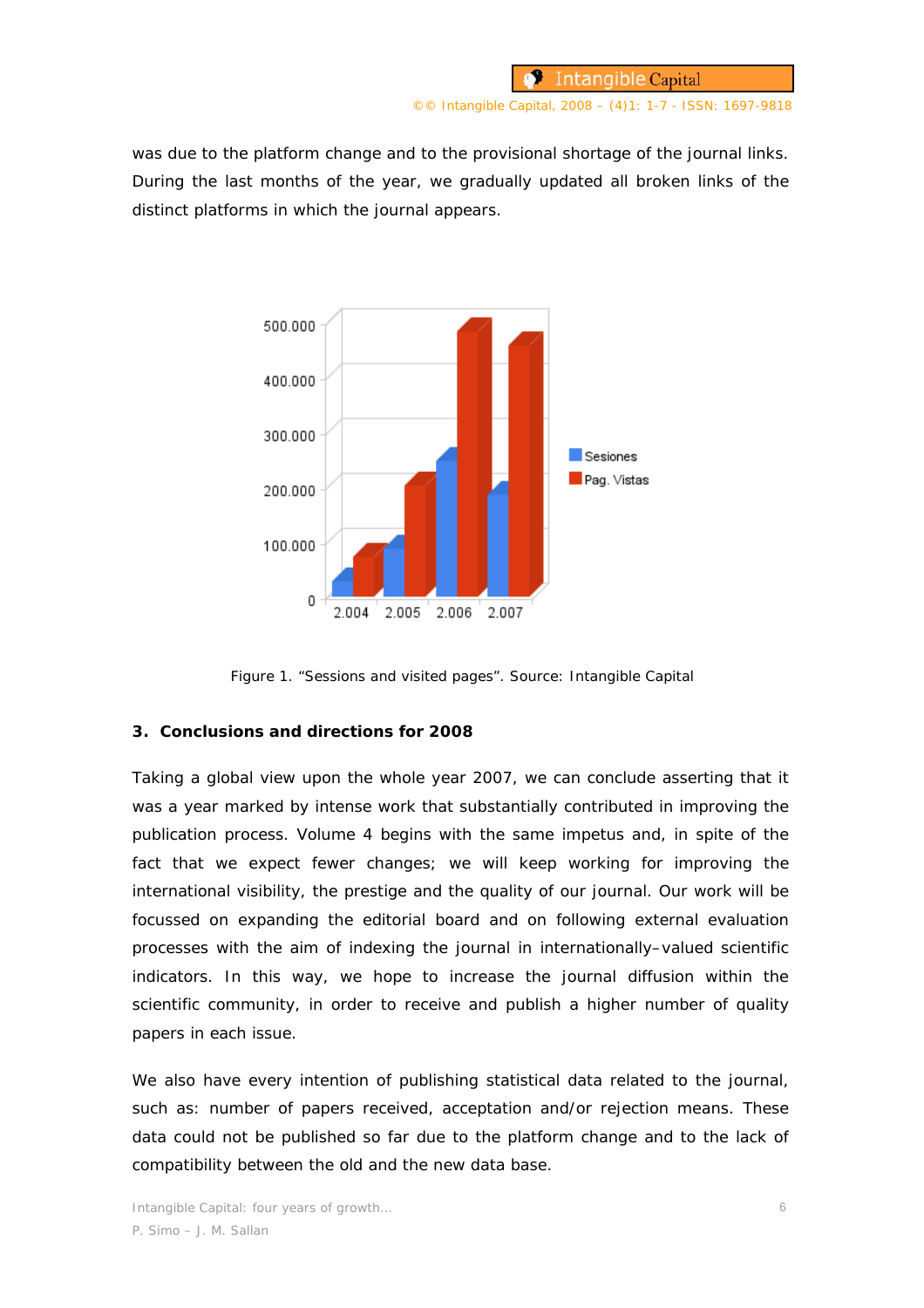was due to the platform change and to the provisional shortage of the journal links. During the last months of the year, we gradually updated all broken links of the distinct platforms in which the journal appears.

Figure 1. "Sessions and visited pages". Source: Intangible Capital

## 3. Conclusions and directions for 2008

Taking a global view upon the whole year 2007, we can conclude asserting that it was a year marked by intense work that substantially contributed in improving the publication process. Volume 4 begins with the same impetus and, in spite of the fact that we expect fewer changes; we will keep working for improving the international visibility, the prestige and the quality of our journal. Our work will be focussed on expanding the editorial board and on following external evaluation processes with the aim of indexing the journal in internationally–valued scientific indicators. In this way, we hope to increase the journal diffusion within the scientific community, in order to receive and publish a higher number of quality papers in each issue.

We also have every intention of publishing statistical data related to the journal, such as: number of papers received, acceptation and/or rejection means. These data could not be published so far due to the platform change and to the lack of compatibility between the old and the new data base.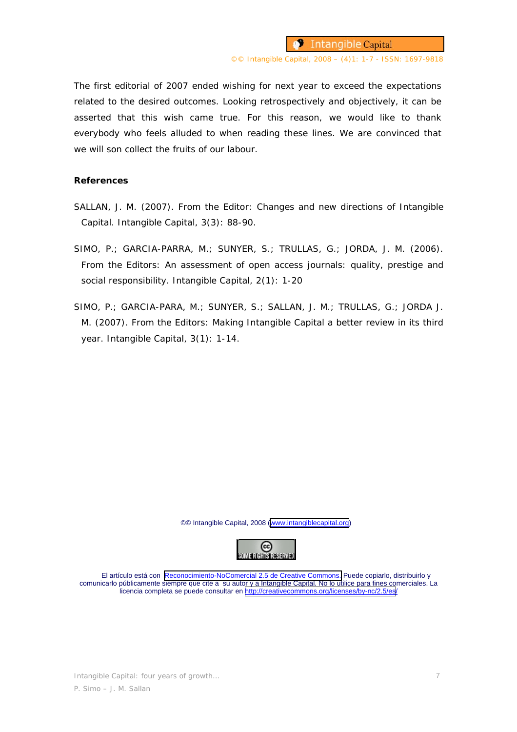The first editorial of 2007 ended wishing for next year to exceed the expectations related to the desired outcomes. Looking retrospectively and objectively, it can be asserted that this wish came true. For this reason, we would like to thank everybody who feels alluded to when reading these lines. We are convinced that we will son collect the fruits of our labour.

**References**

SALLAN, J. M. (2007). From the Editor: Changes and new directions of Intangible Capital. Intangible Capital, 3(3): 88-90.

SIMO, P.; GARCIA-PARRA, M.; SUNYER, S.; TRULLAS, G.; JORDA, J. M. (2006). From the Editors: An assessment of open access journals: quality, prestige and social responsibility. Intangible Capital, 2(1): 1-20

SIMO, P.; GARCIA-PARA, M.; SUNYER, S.; SALLAN, J. M.; TRULLAS, G.; JORDA J. M. (2007). From the Editors: Making Intangible Capital a better review in its third year. Intangible Capital, 3(1): 1-14.

©© Intangible Capital, 2008 (www.intangiblecapital.org)

SOME RIGHTS RESERVED

El artículo está con Reconocimiento-NoComercial 2.5 de Creative Commons. Puede copiarlo, distribuirlo y comunicarlo públicamente siempre que cite a su autor y a Intangible Capital. No lo utilice para fines comerciales. La licencia completa se puede consultar en http://creativecommons.org/licenses/by-nc/2.5/es/